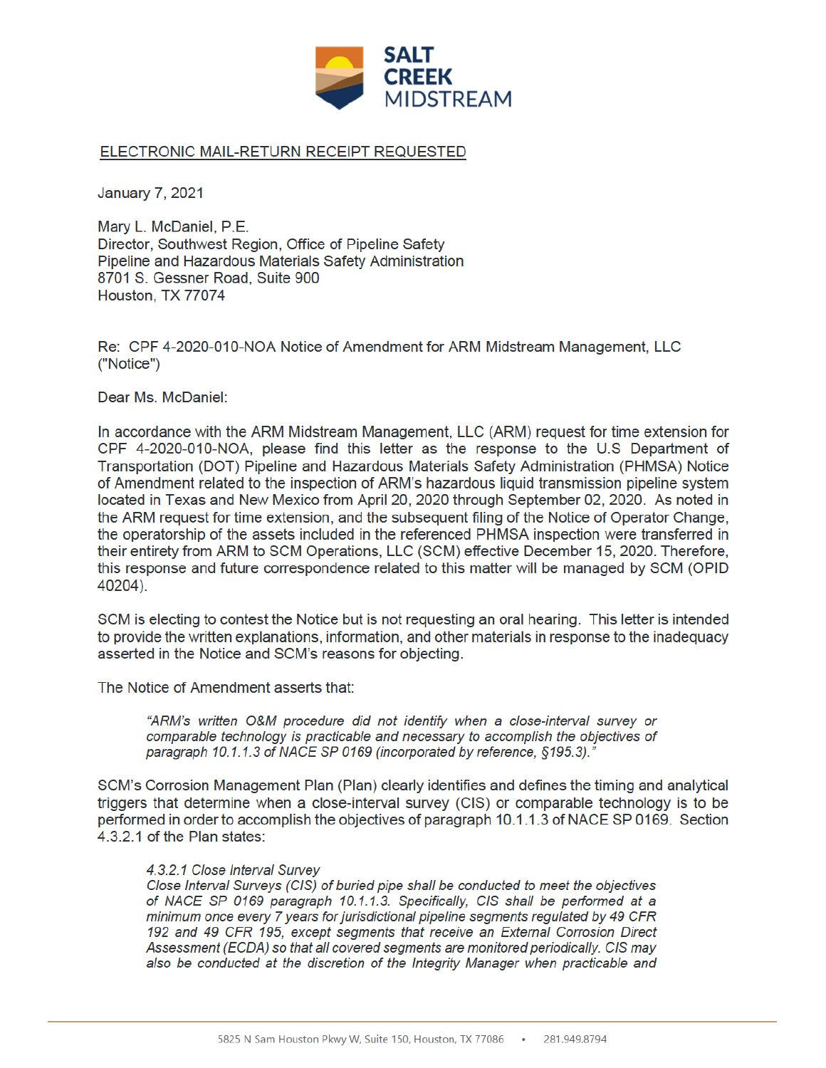SALT CREEK MIDSTREAM

ELECTRONIC MAIL-RETURN RECEIPT REQUESTED

January 7, 2021

Mary L. McDaniel, P.E.
Director, Southwest Region, Office of Pipeline Safety
Pipeline and Hazardous Materials Safety Administration
8701 S. Gessner Road, Suite 900
Houston, TX 77074

Re: CPF 4-2020-010-NOA Notice of Amendment for ARM Midstream Management, LLC ("Notice")

Dear Ms. McDaniel:

In accordance with the ARM Midstream Management, LLC (ARM) request for time extension for CPF 4-2020-010-NOA, please find this letter as the response to the U.S Department of Transportation (DOT) Pipeline and Hazardous Materials Safety Administration (PHMSA) Notice of Amendment related to the inspection of ARM's hazardous liquid transmission pipeline system located in Texas and New Mexico from April 20, 2020 through September 02, 2020. As noted in the ARM request for time extension, and the subsequent filing of the Notice of Operator Change, the operatorship of the assets included in the referenced PHMSA inspection were transferred in their entirety from ARM to SCM Operations, LLC (SCM) effective December 15, 2020. Therefore, this response and future correspondence related to this matter will be managed by SCM (OPID 40204).

SCM is electing to contest the Notice but is not requesting an oral hearing. This letter is intended to provide the written explanations, information, and other materials in response to the inadequacy asserted in the Notice and SCM's reasons for objecting.

The Notice of Amendment asserts that:

> *"ARM's written O&M procedure did not identify when a close-interval survey or comparable technology is practicable and necessary to accomplish the objectives of paragraph 10.1.1.3 of NACE SP 0169 (incorporated by reference, §195.3)."*

SCM's Corrosion Management Plan (Plan) clearly identifies and defines the timing and analytical triggers that determine when a close-interval survey (CIS) or comparable technology is to be performed in order to accomplish the objectives of paragraph 10.1.1.3 of NACE SP 0169. Section 4.3.2.1 of the Plan states:

> *4.3.2.1 Close Interval Survey*
> *Close Interval Surveys (CIS) of buried pipe shall be conducted to meet the objectives of NACE SP 0169 paragraph 10.1.1.3. Specifically, CIS shall be performed at a minimum once every 7 years for jurisdictional pipeline segments regulated by 49 CFR 192 and 49 CFR 195, except segments that receive an External Corrosion Direct Assessment (ECDA) so that all covered segments are monitored periodically. CIS may also be conducted at the discretion of the Integrity Manager when practicable and*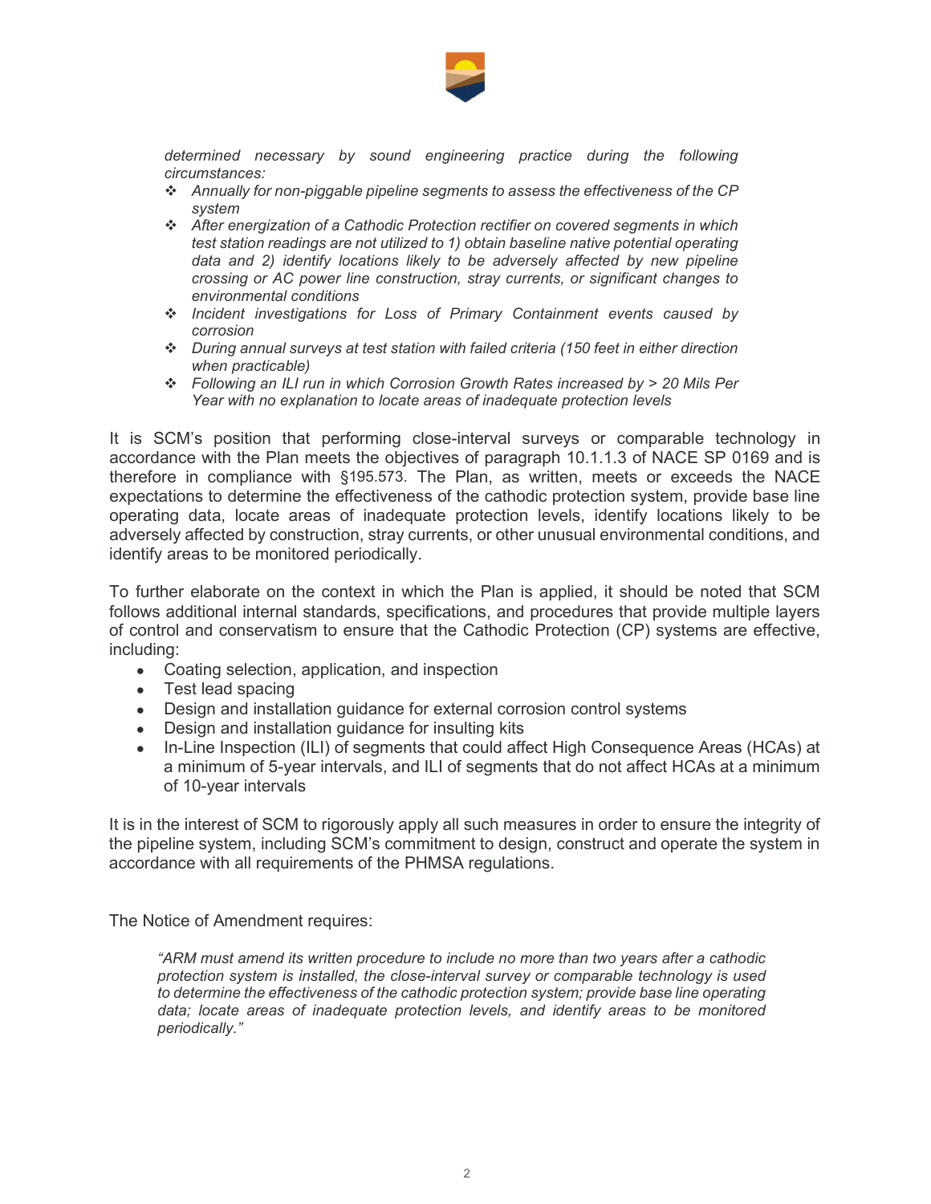*determined necessary by sound engineering practice during the following circumstances:*

- *Annually for non-piggable pipeline segments to assess the effectiveness of the CP system*
- *After energization of a Cathodic Protection rectifier on covered segments in which test station readings are not utilized to 1) obtain baseline native potential operating data and 2) identify locations likely to be adversely affected by new pipeline crossing or AC power line construction, stray currents, or significant changes to environmental conditions*
- *Incident investigations for Loss of Primary Containment events caused by corrosion*
- *During annual surveys at test station with failed criteria (150 feet in either direction when practicable)*
- *Following an ILI run in which Corrosion Growth Rates increased by > 20 Mils Per Year with no explanation to locate areas of inadequate protection levels*

It is SCM's position that performing close-interval surveys or comparable technology in accordance with the Plan meets the objectives of paragraph 10.1.1.3 of NACE SP 0169 and is therefore in compliance with §195.573. The Plan, as written, meets or exceeds the NACE expectations to determine the effectiveness of the cathodic protection system, provide base line operating data, locate areas of inadequate protection levels, identify locations likely to be adversely affected by construction, stray currents, or other unusual environmental conditions, and identify areas to be monitored periodically.

To further elaborate on the context in which the Plan is applied, it should be noted that SCM follows additional internal standards, specifications, and procedures that provide multiple layers of control and conservatism to ensure that the Cathodic Protection (CP) systems are effective, including:

- Coating selection, application, and inspection
- Test lead spacing
- Design and installation guidance for external corrosion control systems
- Design and installation guidance for insulting kits
- In-Line Inspection (ILI) of segments that could affect High Consequence Areas (HCAs) at a minimum of 5-year intervals, and ILI of segments that do not affect HCAs at a minimum of 10-year intervals

It is in the interest of SCM to rigorously apply all such measures in order to ensure the integrity of the pipeline system, including SCM's commitment to design, construct and operate the system in accordance with all requirements of the PHMSA regulations.

The Notice of Amendment requires:

> *"ARM must amend its written procedure to include no more than two years after a cathodic protection system is installed, the close-interval survey or comparable technology is used to determine the effectiveness of the cathodic protection system; provide base line operating data; locate areas of inadequate protection levels, and identify areas to be monitored periodically."*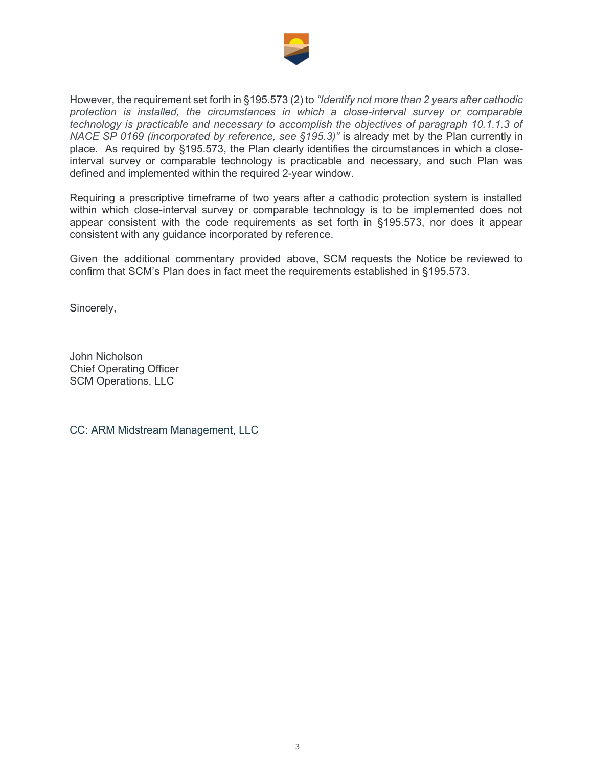However, the requirement set forth in §195.573 (2) to *"Identify not more than 2 years after cathodic protection is installed, the circumstances in which a close-interval survey or comparable technology is practicable and necessary to accomplish the objectives of paragraph 10.1.1.3 of NACE SP 0169 (incorporated by reference, see §195.3)"* is already met by the Plan currently in place. As required by §195.573, the Plan clearly identifies the circumstances in which a close-interval survey or comparable technology is practicable and necessary, and such Plan was defined and implemented within the required 2-year window.

Requiring a prescriptive timeframe of two years after a cathodic protection system is installed within which close-interval survey or comparable technology is to be implemented does not appear consistent with the code requirements as set forth in §195.573, nor does it appear consistent with any guidance incorporated by reference.

Given the additional commentary provided above, SCM requests the Notice be reviewed to confirm that SCM's Plan does in fact meet the requirements established in §195.573.

Sincerely,

John Nicholson
Chief Operating Officer
SCM Operations, LLC

CC: ARM Midstream Management, LLC